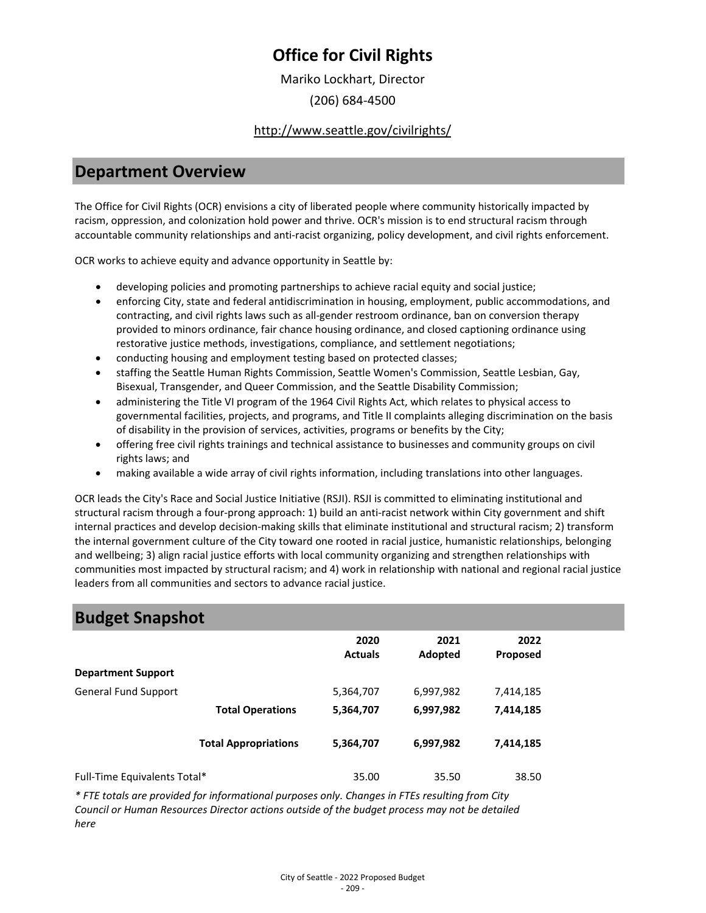# Office for Civil Rights

Mariko Lockhart, Director

(206) 684-4500

http://www.seattle.gov/civilrights/

## Department Overview

The Office for Civil Rights (OCR) envisions a city of liberated people where community historically impacted by racism, oppression, and colonization hold power and thrive. OCR's mission is to end structural racism through accountable community relationships and anti-racist organizing, policy development, and civil rights enforcement.

OCR works to achieve equity and advance opportunity in Seattle by:

- developing policies and promoting partnerships to achieve racial equity and social justice;
- enforcing City, state and federal antidiscrimination in housing, employment, public accommodations, and contracting, and civil rights laws such as all-gender restroom ordinance, ban on conversion therapy provided to minors ordinance, fair chance housing ordinance, and closed captioning ordinance using restorative justice methods, investigations, compliance, and settlement negotiations;
- conducting housing and employment testing based on protected classes;
- staffing the Seattle Human Rights Commission, Seattle Women's Commission, Seattle Lesbian, Gay, Bisexual, Transgender, and Queer Commission, and the Seattle Disability Commission;
- administering the Title VI program of the 1964 Civil Rights Act, which relates to physical access to governmental facilities, projects, and programs, and Title II complaints alleging discrimination on the basis of disability in the provision of services, activities, programs or benefits by the City;
- offering free civil rights trainings and technical assistance to businesses and community groups on civil rights laws; and
- making available a wide array of civil rights information, including translations into other languages.

OCR leads the City's Race and Social Justice Initiative (RSJI). RSJI is committed to eliminating institutional and structural racism through a four-prong approach: 1) build an anti-racist network within City government and shift internal practices and develop decision-making skills that eliminate institutional and structural racism; 2) transform the internal government culture of the City toward one rooted in racial justice, humanistic relationships, belonging and wellbeing; 3) align racial justice efforts with local community organizing and strengthen relationships with communities most impacted by structural racism; and 4) work in relationship with national and regional racial justice leaders from all communities and sectors to advance racial justice.

## Budget Snapshot

| | 2020 Actuals | 2021 Adopted | 2022 Proposed |
|---|---|---|---|
| **Department Support** | | | |
| General Fund Support | 5,364,707 | 6,997,982 | 7,414,185 |
| **Total Operations** | **5,364,707** | **6,997,982** | **7,414,185** |
| **Total Appropriations** | **5,364,707** | **6,997,982** | **7,414,185** |
| Full-Time Equivalents Total* | 35.00 | 35.50 | 38.50 |

*\* FTE totals are provided for informational purposes only. Changes in FTEs resulting from City Council or Human Resources Director actions outside of the budget process may not be detailed here*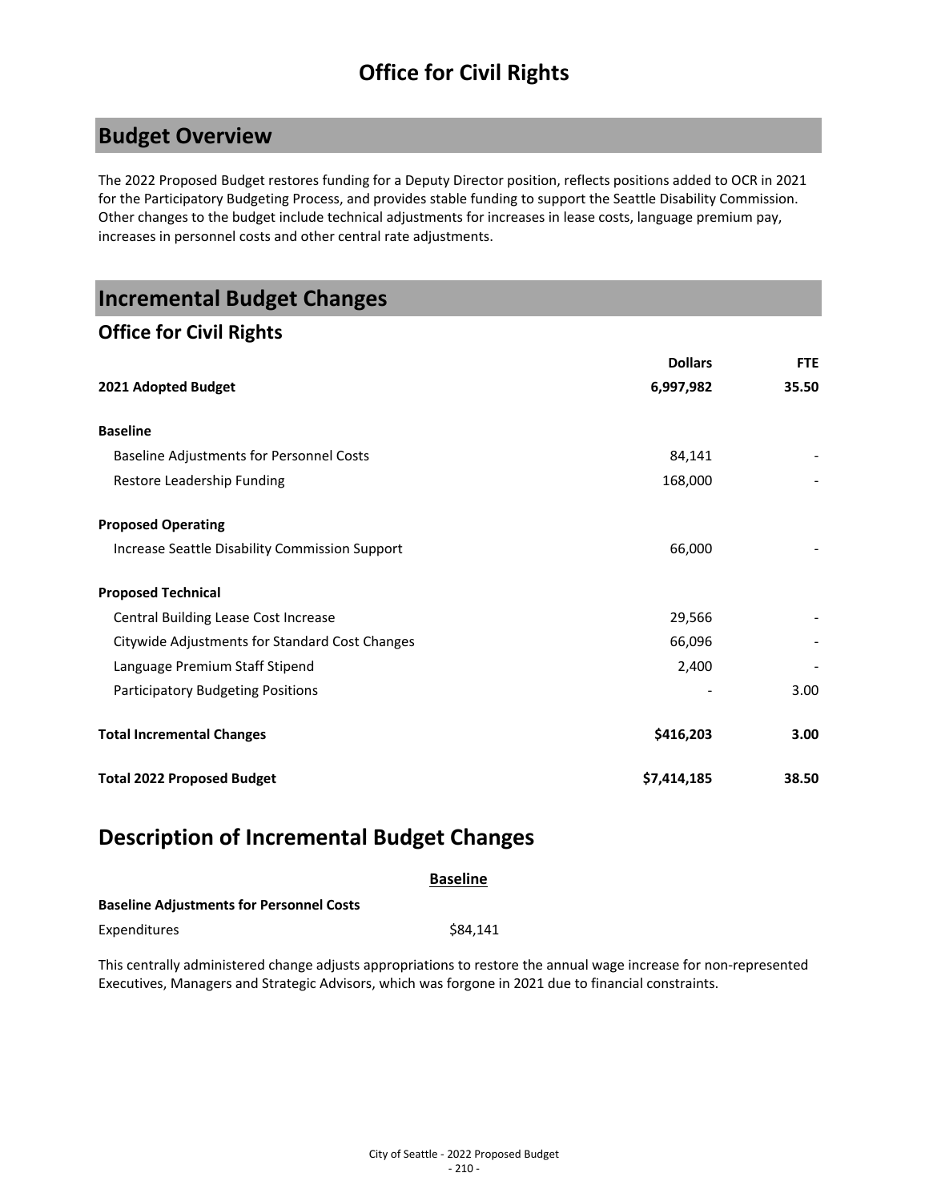# Office for Civil Rights

## Budget Overview

The 2022 Proposed Budget restores funding for a Deputy Director position, reflects positions added to OCR in 2021 for the Participatory Budgeting Process, and provides stable funding to support the Seattle Disability Commission. Other changes to the budget include technical adjustments for increases in lease costs, language premium pay, increases in personnel costs and other central rate adjustments.

## Incremental Budget Changes

### Office for Civil Rights

| | Dollars | FTE |
|---|---|---|
| **2021 Adopted Budget** | **6,997,982** | **35.50** |
| **Baseline** | | |
| Baseline Adjustments for Personnel Costs | 84,141 | - |
| Restore Leadership Funding | 168,000 | - |
| **Proposed Operating** | | |
| Increase Seattle Disability Commission Support | 66,000 | - |
| **Proposed Technical** | | |
| Central Building Lease Cost Increase | 29,566 | - |
| Citywide Adjustments for Standard Cost Changes | 66,096 | - |
| Language Premium Staff Stipend | 2,400 | - |
| Participatory Budgeting Positions | - | 3.00 |
| **Total Incremental Changes** | **$416,203** | **3.00** |
| **Total 2022 Proposed Budget** | **$7,414,185** | **38.50** |

## Description of Incremental Budget Changes

**Baseline**

**Baseline Adjustments for Personnel Costs**

| | |
|---|---|
| Expenditures | $84,141 |

This centrally administered change adjusts appropriations to restore the annual wage increase for non-represented Executives, Managers and Strategic Advisors, which was forgone in 2021 due to financial constraints.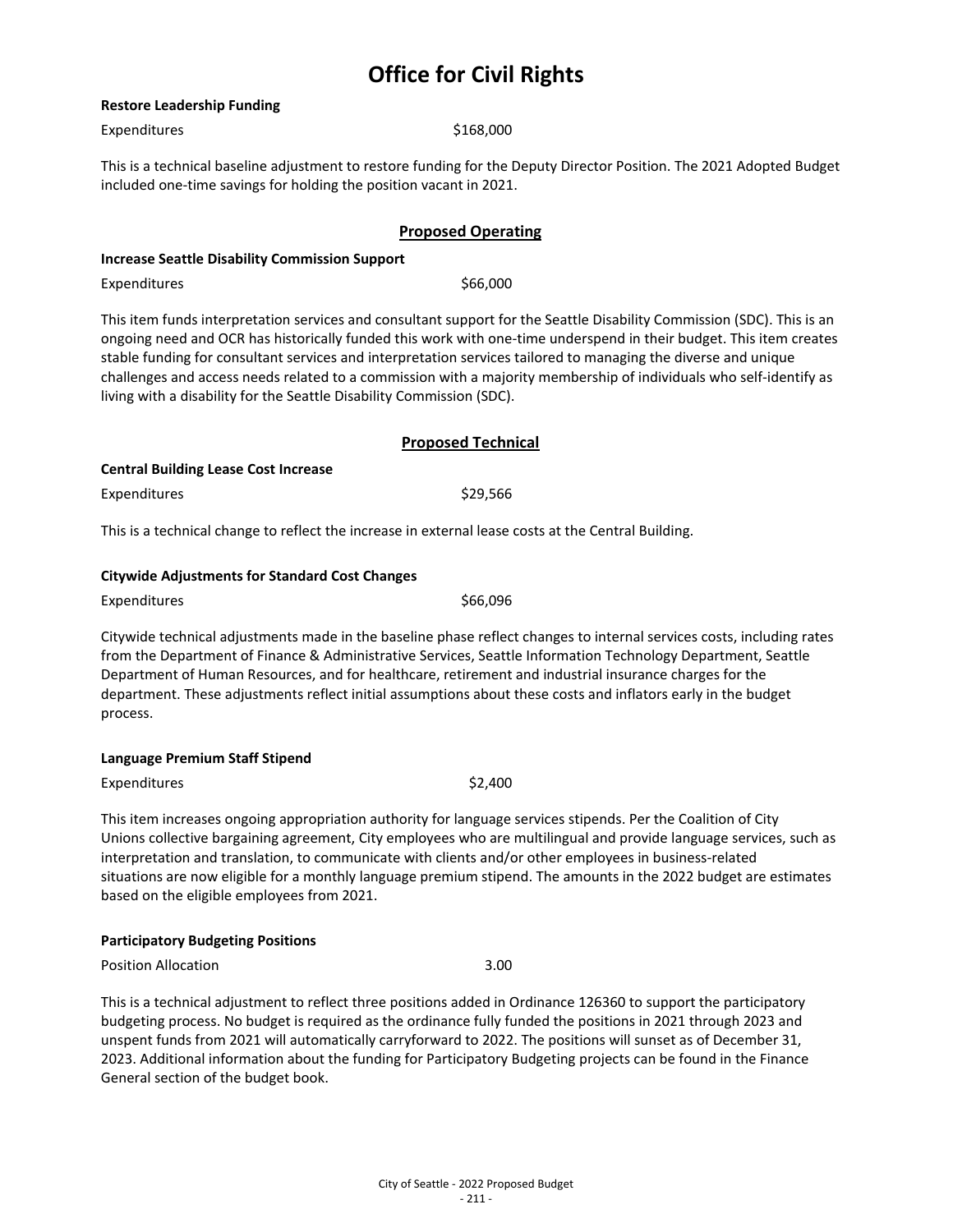# Office for Civil Rights

**Restore Leadership Funding**

Expenditures $168,000

This is a technical baseline adjustment to restore funding for the Deputy Director Position. The 2021 Adopted Budget included one-time savings for holding the position vacant in 2021.

## Proposed Operating

**Increase Seattle Disability Commission Support**

Expenditures $66,000

This item funds interpretation services and consultant support for the Seattle Disability Commission (SDC). This is an ongoing need and OCR has historically funded this work with one-time underspend in their budget. This item creates stable funding for consultant services and interpretation services tailored to managing the diverse and unique challenges and access needs related to a commission with a majority membership of individuals who self-identify as living with a disability for the Seattle Disability Commission (SDC).

## Proposed Technical

**Central Building Lease Cost Increase**

Expenditures $29,566

This is a technical change to reflect the increase in external lease costs at the Central Building.

**Citywide Adjustments for Standard Cost Changes**

Expenditures $66,096

Citywide technical adjustments made in the baseline phase reflect changes to internal services costs, including rates from the Department of Finance & Administrative Services, Seattle Information Technology Department, Seattle Department of Human Resources, and for healthcare, retirement and industrial insurance charges for the department. These adjustments reflect initial assumptions about these costs and inflators early in the budget process.

**Language Premium Staff Stipend**

Expenditures $2,400

This item increases ongoing appropriation authority for language services stipends. Per the Coalition of City Unions collective bargaining agreement, City employees who are multilingual and provide language services, such as interpretation and translation, to communicate with clients and/or other employees in business-related situations are now eligible for a monthly language premium stipend. The amounts in the 2022 budget are estimates based on the eligible employees from 2021.

**Participatory Budgeting Positions**

Position Allocation 3.00

This is a technical adjustment to reflect three positions added in Ordinance 126360 to support the participatory budgeting process. No budget is required as the ordinance fully funded the positions in 2021 through 2023 and unspent funds from 2021 will automatically carryforward to 2022. The positions will sunset as of December 31, 2023. Additional information about the funding for Participatory Budgeting projects can be found in the Finance General section of the budget book.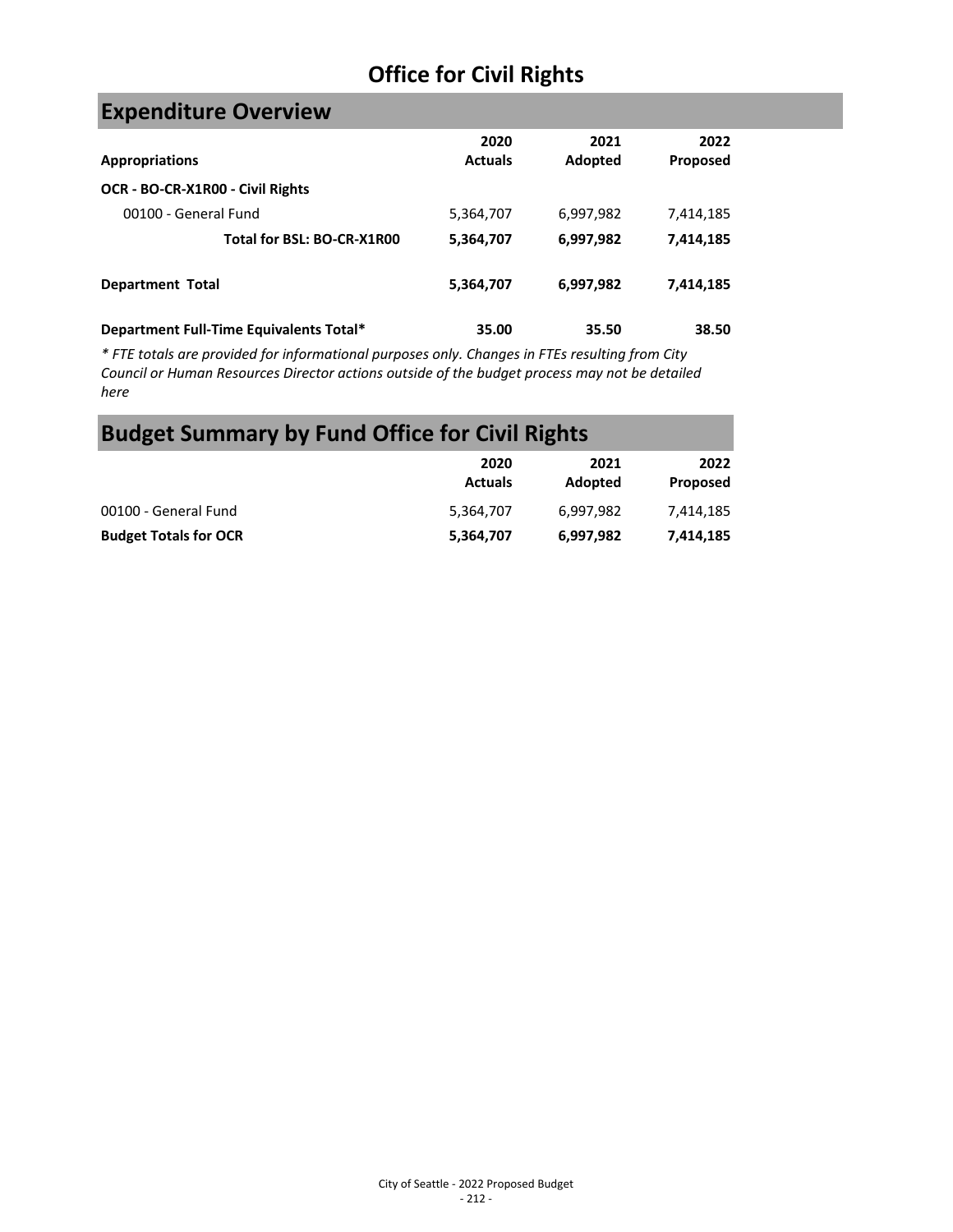# Office for Civil Rights

## Expenditure Overview

| Appropriations | 2020 Actuals | 2021 Adopted | 2022 Proposed |
|---|---|---|---|
| **OCR - BO-CR-X1R00 - Civil Rights** | | | |
| 00100 - General Fund | 5,364,707 | 6,997,982 | 7,414,185 |
| **Total for BSL: BO-CR-X1R00** | **5,364,707** | **6,997,982** | **7,414,185** |
| **Department Total** | **5,364,707** | **6,997,982** | **7,414,185** |
| **Department Full-Time Equivalents Total*** | **35.00** | **35.50** | **38.50** |

*\* FTE totals are provided for informational purposes only. Changes in FTEs resulting from City Council or Human Resources Director actions outside of the budget process may not be detailed here*

## Budget Summary by Fund Office for Civil Rights

| | 2020 Actuals | 2021 Adopted | 2022 Proposed |
|---|---|---|---|
| 00100 - General Fund | 5,364,707 | 6,997,982 | 7,414,185 |
| **Budget Totals for OCR** | **5,364,707** | **6,997,982** | **7,414,185** |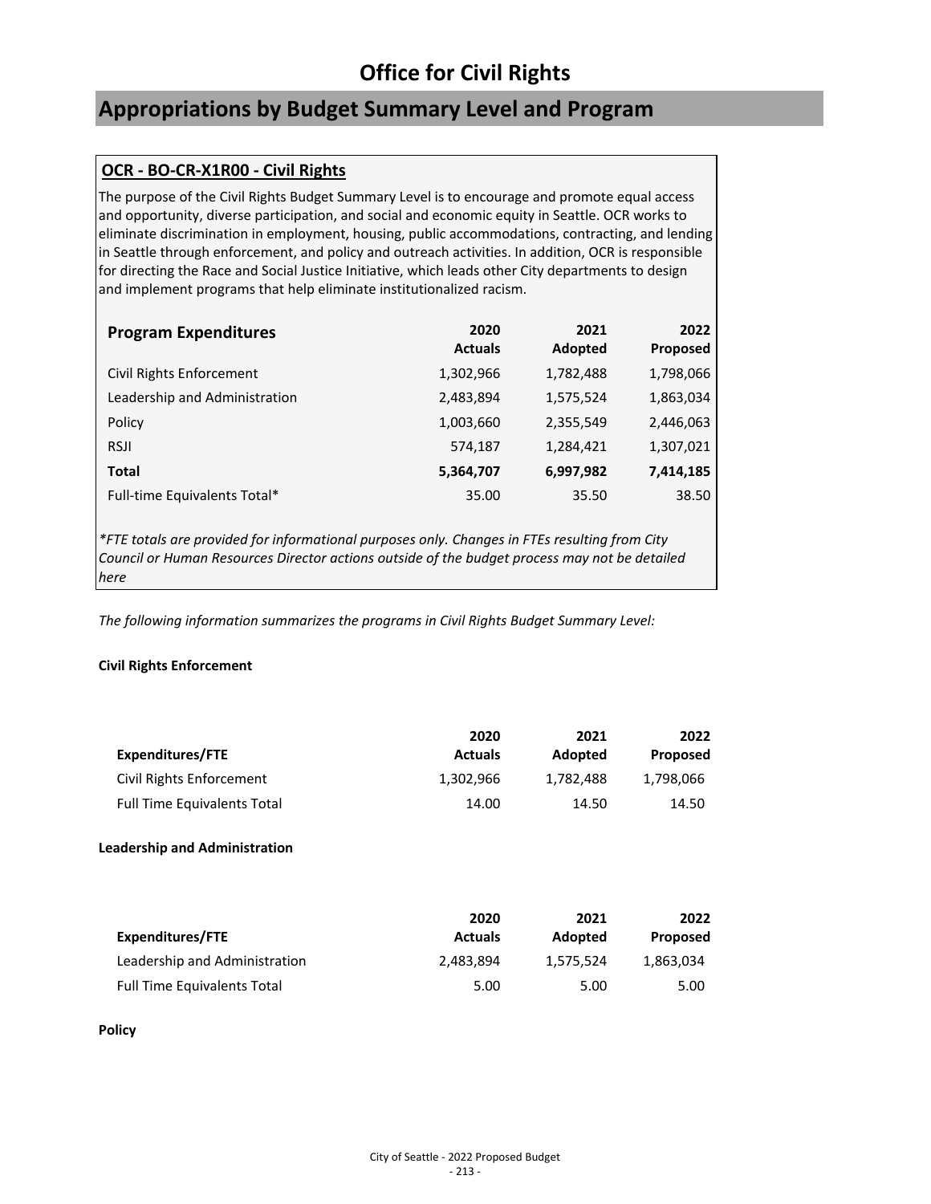# Office for Civil Rights

## Appropriations by Budget Summary Level and Program

### OCR - BO-CR-X1R00 - Civil Rights

The purpose of the Civil Rights Budget Summary Level is to encourage and promote equal access and opportunity, diverse participation, and social and economic equity in Seattle. OCR works to eliminate discrimination in employment, housing, public accommodations, contracting, and lending in Seattle through enforcement, and policy and outreach activities. In addition, OCR is responsible for directing the Race and Social Justice Initiative, which leads other City departments to design and implement programs that help eliminate institutionalized racism.

| Program Expenditures | 2020 Actuals | 2021 Adopted | 2022 Proposed |
|---|---|---|---|
| Civil Rights Enforcement | 1,302,966 | 1,782,488 | 1,798,066 |
| Leadership and Administration | 2,483,894 | 1,575,524 | 1,863,034 |
| Policy | 1,003,660 | 2,355,549 | 2,446,063 |
| RSJI | 574,187 | 1,284,421 | 1,307,021 |
| **Total** | **5,364,707** | **6,997,982** | **7,414,185** |
| Full-time Equivalents Total* | 35.00 | 35.50 | 38.50 |

*\*FTE totals are provided for informational purposes only. Changes in FTEs resulting from City Council or Human Resources Director actions outside of the budget process may not be detailed here*

*The following information summarizes the programs in Civil Rights Budget Summary Level:*

**Civil Rights Enforcement**

| Expenditures/FTE | 2020 Actuals | 2021 Adopted | 2022 Proposed |
|---|---|---|---|
| Civil Rights Enforcement | 1,302,966 | 1,782,488 | 1,798,066 |
| Full Time Equivalents Total | 14.00 | 14.50 | 14.50 |

**Leadership and Administration**

| Expenditures/FTE | 2020 Actuals | 2021 Adopted | 2022 Proposed |
|---|---|---|---|
| Leadership and Administration | 2,483,894 | 1,575,524 | 1,863,034 |
| Full Time Equivalents Total | 5.00 | 5.00 | 5.00 |

**Policy**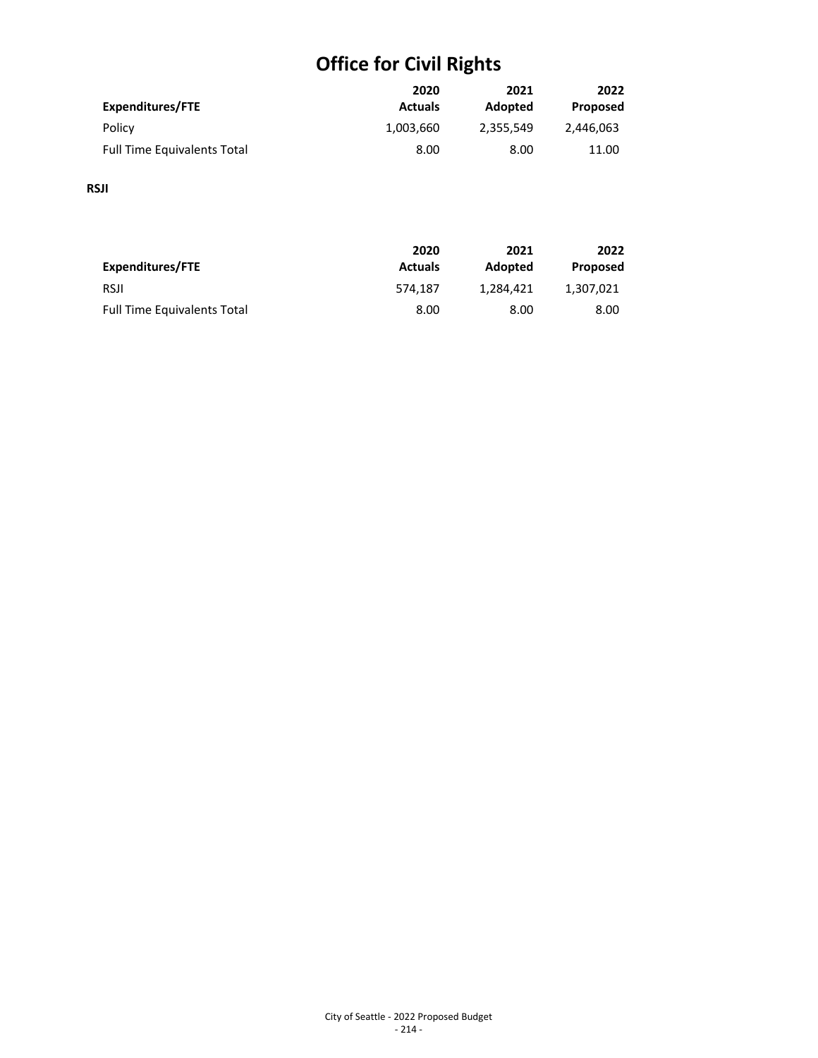# Office for Civil Rights

| Expenditures/FTE | 2020 Actuals | 2021 Adopted | 2022 Proposed |
| --- | --- | --- | --- |
| Policy | 1,003,660 | 2,355,549 | 2,446,063 |
| Full Time Equivalents Total | 8.00 | 8.00 | 11.00 |

**RSJI**

| Expenditures/FTE | 2020 Actuals | 2021 Adopted | 2022 Proposed |
| --- | --- | --- | --- |
| RSJI | 574,187 | 1,284,421 | 1,307,021 |
| Full Time Equivalents Total | 8.00 | 8.00 | 8.00 |